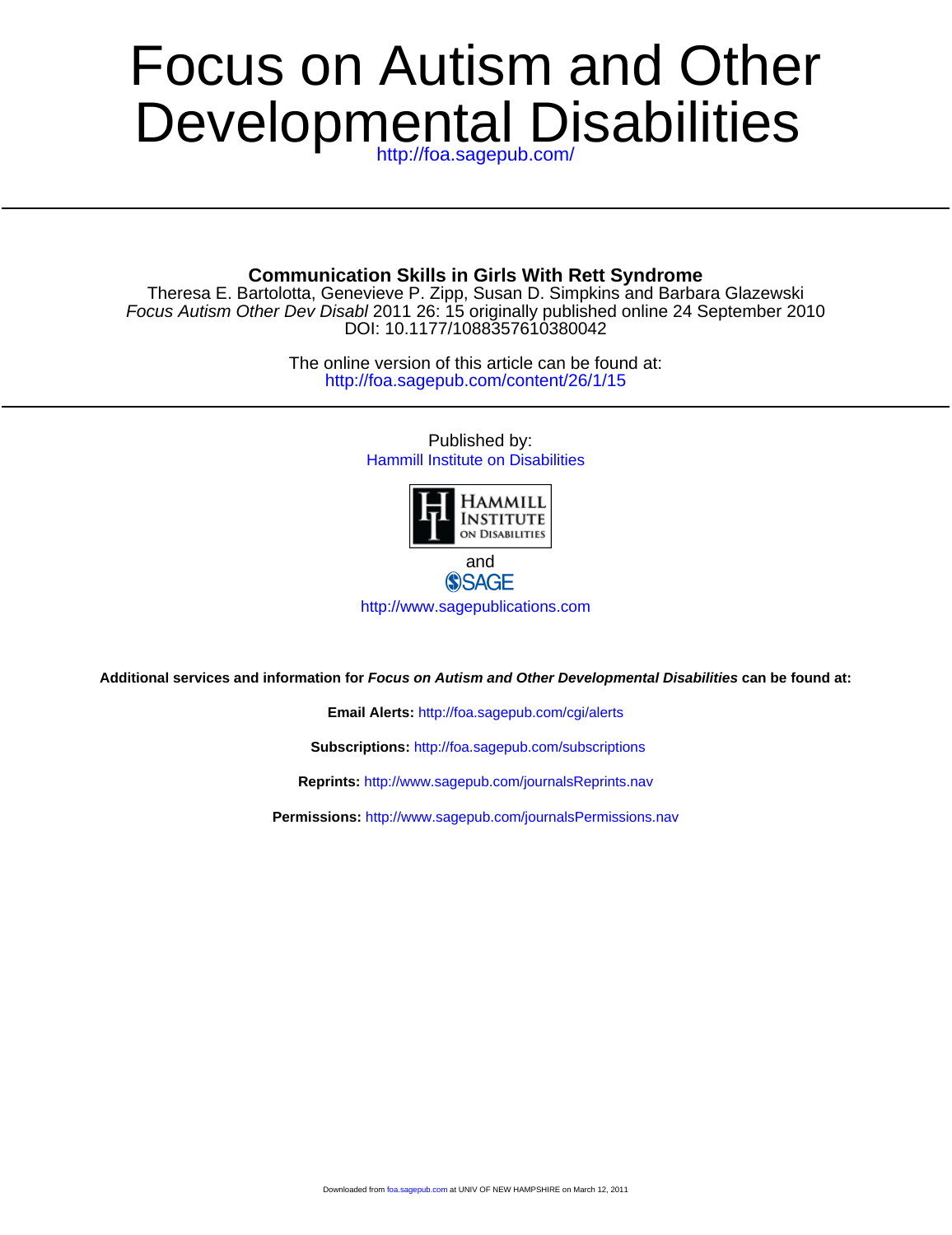# Focus on Autism and Other Developmental Disabilities

http://foa.sagepub.com/

## Communication Skills in Girls With Rett Syndrome

Theresa E. Bartolotta, Genevieve P. Zipp, Susan D. Simpkins and Barbara Glazewski

*Focus Autism Other Dev Disabl* 2011 26: 15 originally published online 24 September 2010

DOI: 10.1177/1088357610380042

The online version of this article can be found at:

http://foa.sagepub.com/content/26/1/15

Published by:

Hammill Institute on Disabilities

HAMMILL INSTITUTE ON DISABILITIES

and

SAGE

http://www.sagepublications.com

**Additional services and information for *Focus on Autism and Other Developmental Disabilities* can be found at:**

**Email Alerts:** http://foa.sagepub.com/cgi/alerts

**Subscriptions:** http://foa.sagepub.com/subscriptions

**Reprints:** http://www.sagepub.com/journalsReprints.nav

**Permissions:** http://www.sagepub.com/journalsPermissions.nav

Downloaded from foa.sagepub.com at UNIV OF NEW HAMPSHIRE on March 12, 2011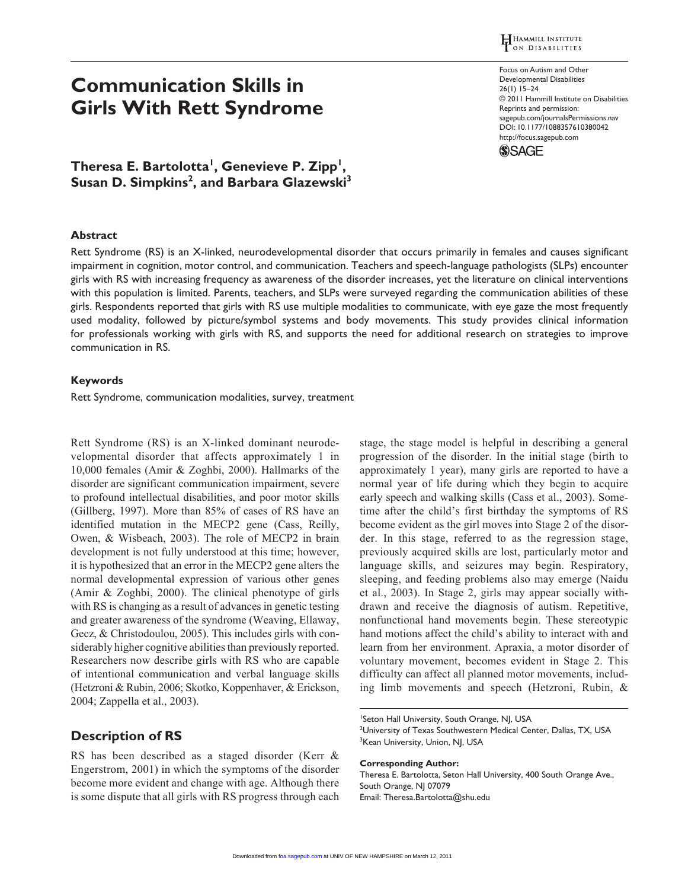# Communication Skills in Girls With Rett Syndrome

**Theresa E. Bartolotta[1], Genevieve P. Zipp[1], Susan D. Simpkins[2], and Barbara Glazewski[3]**

### Abstract

Rett Syndrome (RS) is an X-linked, neurodevelopmental disorder that occurs primarily in females and causes significant impairment in cognition, motor control, and communication. Teachers and speech-language pathologists (SLPs) encounter girls with RS with increasing frequency as awareness of the disorder increases, yet the literature on clinical interventions with this population is limited. Parents, teachers, and SLPs were surveyed regarding the communication abilities of these girls. Respondents reported that girls with RS use multiple modalities to communicate, with eye gaze the most frequently used modality, followed by picture/symbol systems and body movements. This study provides clinical information for professionals working with girls with RS, and supports the need for additional research on strategies to improve communication in RS.

### Keywords

Rett Syndrome, communication modalities, survey, treatment

Rett Syndrome (RS) is an X-linked dominant neurodevelopmental disorder that affects approximately 1 in 10,000 females (Amir & Zoghbi, 2000). Hallmarks of the disorder are significant communication impairment, severe to profound intellectual disabilities, and poor motor skills (Gillberg, 1997). More than 85% of cases of RS have an identified mutation in the MECP2 gene (Cass, Reilly, Owen, & Wisbeach, 2003). The role of MECP2 in brain development is not fully understood at this time; however, it is hypothesized that an error in the MECP2 gene alters the normal developmental expression of various other genes (Amir & Zoghbi, 2000). The clinical phenotype of girls with RS is changing as a result of advances in genetic testing and greater awareness of the syndrome (Weaving, Ellaway, Gecz, & Christodoulou, 2005). This includes girls with considerably higher cognitive abilities than previously reported. Researchers now describe girls with RS who are capable of intentional communication and verbal language skills (Hetzroni & Rubin, 2006; Skotko, Koppenhaver, & Erickson, 2004; Zappella et al., 2003).

## Description of RS

RS has been described as a staged disorder (Kerr & Engerstrom, 2001) in which the symptoms of the disorder become more evident and change with age. Although there is some dispute that all girls with RS progress through each stage, the stage model is helpful in describing a general progression of the disorder. In the initial stage (birth to approximately 1 year), many girls are reported to have a normal year of life during which they begin to acquire early speech and walking skills (Cass et al., 2003). Sometime after the child's first birthday the symptoms of RS become evident as the girl moves into Stage 2 of the disorder. In this stage, referred to as the regression stage, previously acquired skills are lost, particularly motor and language skills, and seizures may begin. Respiratory, sleeping, and feeding problems also may emerge (Naidu et al., 2003). In Stage 2, girls may appear socially withdrawn and receive the diagnosis of autism. Repetitive, nonfunctional hand movements begin. These stereotypic hand motions affect the child's ability to interact with and learn from her environment. Apraxia, a motor disorder of voluntary movement, becomes evident in Stage 2. This difficulty can affect all planned motor movements, including limb movements and speech (Hetzroni, Rubin, &

[1]Seton Hall University, South Orange, NJ, USA
[2]University of Texas Southwestern Medical Center, Dallas, TX, USA
[3]Kean University, Union, NJ, USA

**Corresponding Author:**
Theresa E. Bartolotta, Seton Hall University, 400 South Orange Ave., South Orange, NJ 07079
Email: Theresa.Bartolotta@shu.edu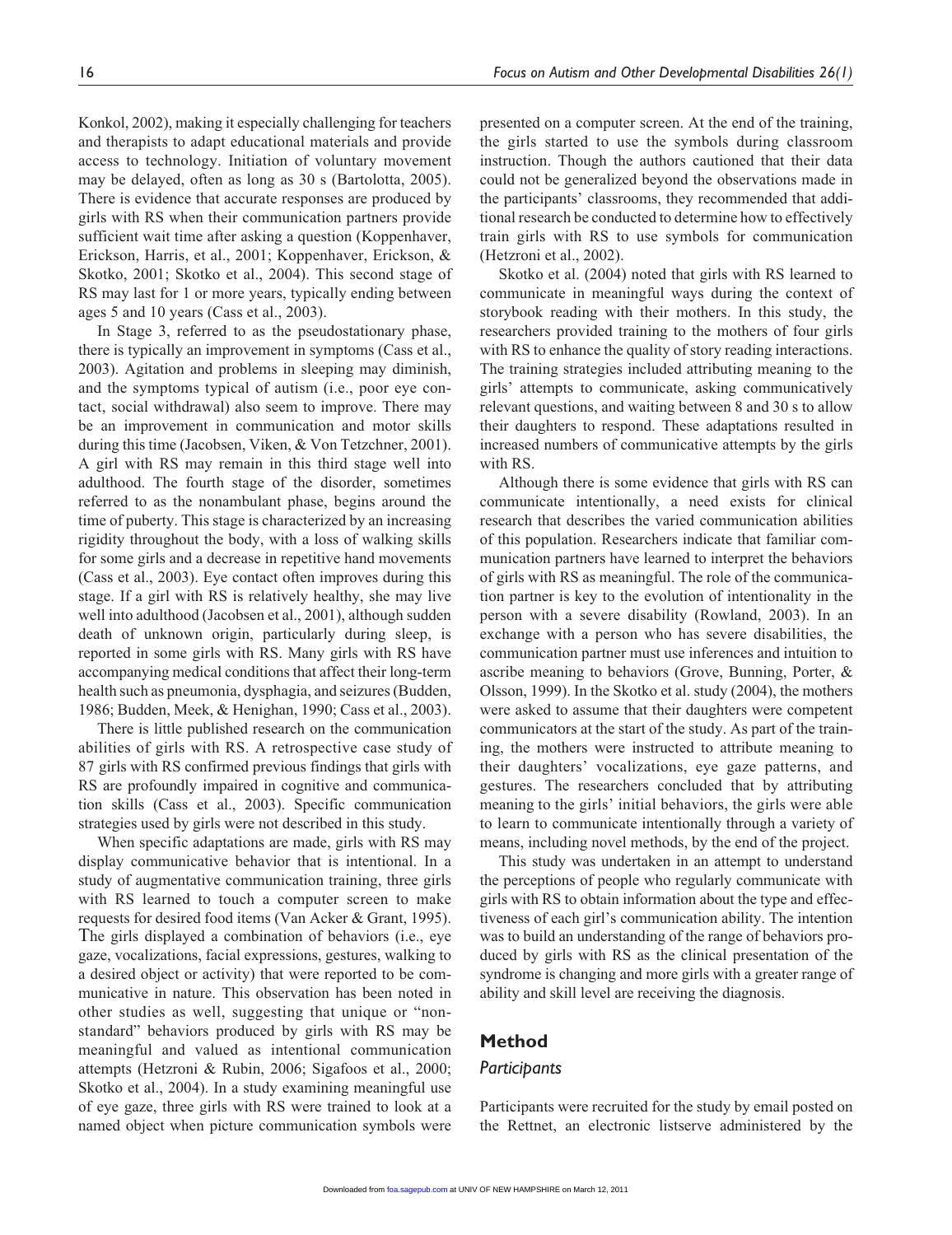Konkol, 2002), making it especially challenging for teachers and therapists to adapt educational materials and provide access to technology. Initiation of voluntary movement may be delayed, often as long as 30 s (Bartolotta, 2005). There is evidence that accurate responses are produced by girls with RS when their communication partners provide sufficient wait time after asking a question (Koppenhaver, Erickson, Harris, et al., 2001; Koppenhaver, Erickson, & Skotko, 2001; Skotko et al., 2004). This second stage of RS may last for 1 or more years, typically ending between ages 5 and 10 years (Cass et al., 2003).

In Stage 3, referred to as the pseudostationary phase, there is typically an improvement in symptoms (Cass et al., 2003). Agitation and problems in sleeping may diminish, and the symptoms typical of autism (i.e., poor eye contact, social withdrawal) also seem to improve. There may be an improvement in communication and motor skills during this time (Jacobsen, Viken, & Von Tetzchner, 2001). A girl with RS may remain in this third stage well into adulthood. The fourth stage of the disorder, sometimes referred to as the nonambulant phase, begins around the time of puberty. This stage is characterized by an increasing rigidity throughout the body, with a loss of walking skills for some girls and a decrease in repetitive hand movements (Cass et al., 2003). Eye contact often improves during this stage. If a girl with RS is relatively healthy, she may live well into adulthood (Jacobsen et al., 2001), although sudden death of unknown origin, particularly during sleep, is reported in some girls with RS. Many girls with RS have accompanying medical conditions that affect their long-term health such as pneumonia, dysphagia, and seizures (Budden, 1986; Budden, Meek, & Henighan, 1990; Cass et al., 2003).

There is little published research on the communication abilities of girls with RS. A retrospective case study of 87 girls with RS confirmed previous findings that girls with RS are profoundly impaired in cognitive and communication skills (Cass et al., 2003). Specific communication strategies used by girls were not described in this study.

When specific adaptations are made, girls with RS may display communicative behavior that is intentional. In a study of augmentative communication training, three girls with RS learned to touch a computer screen to make requests for desired food items (Van Acker & Grant, 1995). The girls displayed a combination of behaviors (i.e., eye gaze, vocalizations, facial expressions, gestures, walking to a desired object or activity) that were reported to be communicative in nature. This observation has been noted in other studies as well, suggesting that unique or "nonstandard" behaviors produced by girls with RS may be meaningful and valued as intentional communication attempts (Hetzroni & Rubin, 2006; Sigafoos et al., 2000; Skotko et al., 2004). In a study examining meaningful use of eye gaze, three girls with RS were trained to look at a named object when picture communication symbols were presented on a computer screen. At the end of the training, the girls started to use the symbols during classroom instruction. Though the authors cautioned that their data could not be generalized beyond the observations made in the participants' classrooms, they recommended that additional research be conducted to determine how to effectively train girls with RS to use symbols for communication (Hetzroni et al., 2002).

Skotko et al. (2004) noted that girls with RS learned to communicate in meaningful ways during the context of storybook reading with their mothers. In this study, the researchers provided training to the mothers of four girls with RS to enhance the quality of story reading interactions. The training strategies included attributing meaning to the girls' attempts to communicate, asking communicatively relevant questions, and waiting between 8 and 30 s to allow their daughters to respond. These adaptations resulted in increased numbers of communicative attempts by the girls with RS.

Although there is some evidence that girls with RS can communicate intentionally, a need exists for clinical research that describes the varied communication abilities of this population. Researchers indicate that familiar communication partners have learned to interpret the behaviors of girls with RS as meaningful. The role of the communication partner is key to the evolution of intentionality in the person with a severe disability (Rowland, 2003). In an exchange with a person who has severe disabilities, the communication partner must use inferences and intuition to ascribe meaning to behaviors (Grove, Bunning, Porter, & Olsson, 1999). In the Skotko et al. study (2004), the mothers were asked to assume that their daughters were competent communicators at the start of the study. As part of the training, the mothers were instructed to attribute meaning to their daughters' vocalizations, eye gaze patterns, and gestures. The researchers concluded that by attributing meaning to the girls' initial behaviors, the girls were able to learn to communicate intentionally through a variety of means, including novel methods, by the end of the project.

This study was undertaken in an attempt to understand the perceptions of people who regularly communicate with girls with RS to obtain information about the type and effectiveness of each girl's communication ability. The intention was to build an understanding of the range of behaviors produced by girls with RS as the clinical presentation of the syndrome is changing and more girls with a greater range of ability and skill level are receiving the diagnosis.

## Method

### Participants

Participants were recruited for the study by email posted on the Rettnet, an electronic listserve administered by the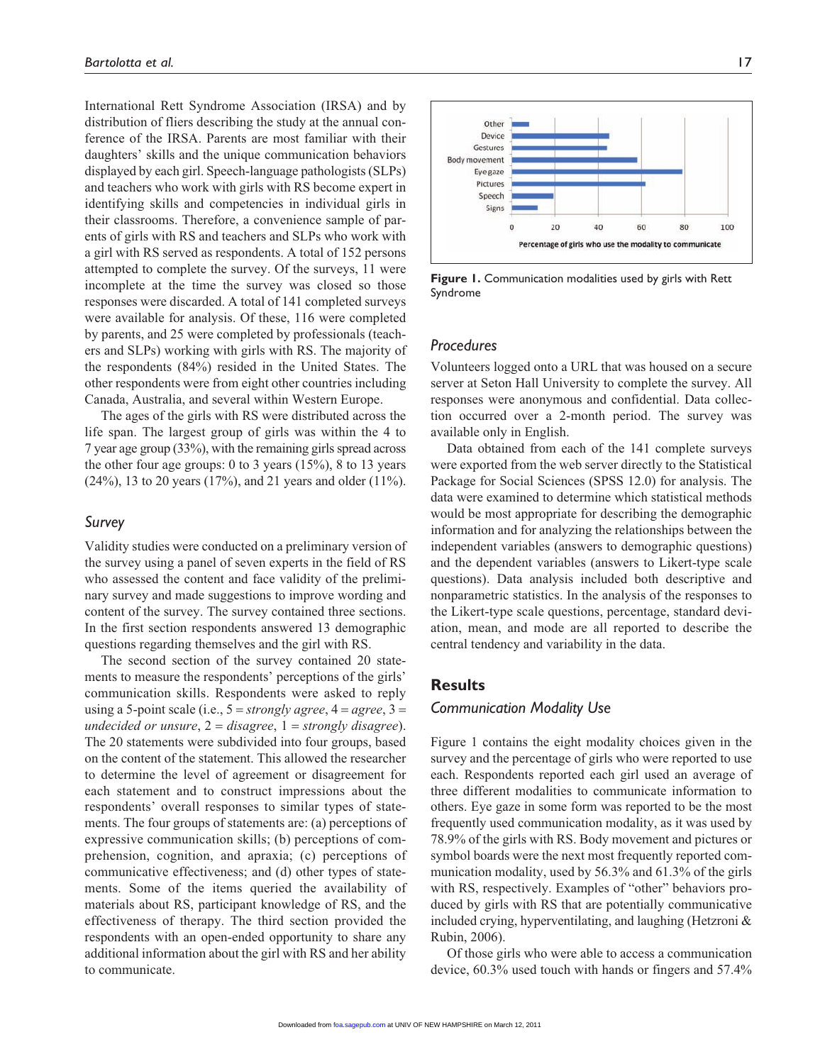International Rett Syndrome Association (IRSA) and by distribution of fliers describing the study at the annual conference of the IRSA. Parents are most familiar with their daughters' skills and the unique communication behaviors displayed by each girl. Speech-language pathologists (SLPs) and teachers who work with girls with RS become expert in identifying skills and competencies in individual girls in their classrooms. Therefore, a convenience sample of parents of girls with RS and teachers and SLPs who work with a girl with RS served as respondents. A total of 152 persons attempted to complete the survey. Of the surveys, 11 were incomplete at the time the survey was closed so those responses were discarded. A total of 141 completed surveys were available for analysis. Of these, 116 were completed by parents, and 25 were completed by professionals (teachers and SLPs) working with girls with RS. The majority of the respondents (84%) resided in the United States. The other respondents were from eight other countries including Canada, Australia, and several within Western Europe.

The ages of the girls with RS were distributed across the life span. The largest group of girls was within the 4 to 7 year age group (33%), with the remaining girls spread across the other four age groups: 0 to 3 years (15%), 8 to 13 years (24%), 13 to 20 years (17%), and 21 years and older (11%).

### Survey

Validity studies were conducted on a preliminary version of the survey using a panel of seven experts in the field of RS who assessed the content and face validity of the preliminary survey and made suggestions to improve wording and content of the survey. The survey contained three sections. In the first section respondents answered 13 demographic questions regarding themselves and the girl with RS.

The second section of the survey contained 20 statements to measure the respondents' perceptions of the girls' communication skills. Respondents were asked to reply using a 5-point scale (i.e., 5 = *strongly agree*, 4 = *agree*, 3 = *undecided or unsure*, 2 = *disagree*, 1 = *strongly disagree*). The 20 statements were subdivided into four groups, based on the content of the statement. This allowed the researcher to determine the level of agreement or disagreement for each statement and to construct impressions about the respondents' overall responses to similar types of statements. The four groups of statements are: (a) perceptions of expressive communication skills; (b) perceptions of comprehension, cognition, and apraxia; (c) perceptions of communicative effectiveness; and (d) other types of statements. Some of the items queried the availability of materials about RS, participant knowledge of RS, and the effectiveness of therapy. The third section provided the respondents with an open-ended opportunity to share any additional information about the girl with RS and her ability to communicate.

| Modality | Percentage of girls who use the modality to communicate |
|---|---|
| Other | ~8 |
| Device | ~45 |
| Gestures | ~44 |
| Body movement | 56.3 |
| Eye gaze | 78.9 |
| Pictures | 61.3 |
| Speech | ~19 |
| Signs | ~12 |

**Figure 1.** Communication modalities used by girls with Rett Syndrome

### Procedures

Volunteers logged onto a URL that was housed on a secure server at Seton Hall University to complete the survey. All responses were anonymous and confidential. Data collection occurred over a 2-month period. The survey was available only in English.

Data obtained from each of the 141 complete surveys were exported from the web server directly to the Statistical Package for Social Sciences (SPSS 12.0) for analysis. The data were examined to determine which statistical methods would be most appropriate for describing the demographic information and for analyzing the relationships between the independent variables (answers to demographic questions) and the dependent variables (answers to Likert-type scale questions). Data analysis included both descriptive and nonparametric statistics. In the analysis of the responses to the Likert-type scale questions, percentage, standard deviation, mean, and mode are all reported to describe the central tendency and variability in the data.

## Results

### Communication Modality Use

Figure 1 contains the eight modality choices given in the survey and the percentage of girls who were reported to use each. Respondents reported each girl used an average of three different modalities to communicate information to others. Eye gaze in some form was reported to be the most frequently used communication modality, as it was used by 78.9% of the girls with RS. Body movement and pictures or symbol boards were the next most frequently reported communication modality, used by 56.3% and 61.3% of the girls with RS, respectively. Examples of "other" behaviors produced by girls with RS that are potentially communicative included crying, hyperventilating, and laughing (Hetzroni & Rubin, 2006).

Of those girls who were able to access a communication device, 60.3% used touch with hands or fingers and 57.4%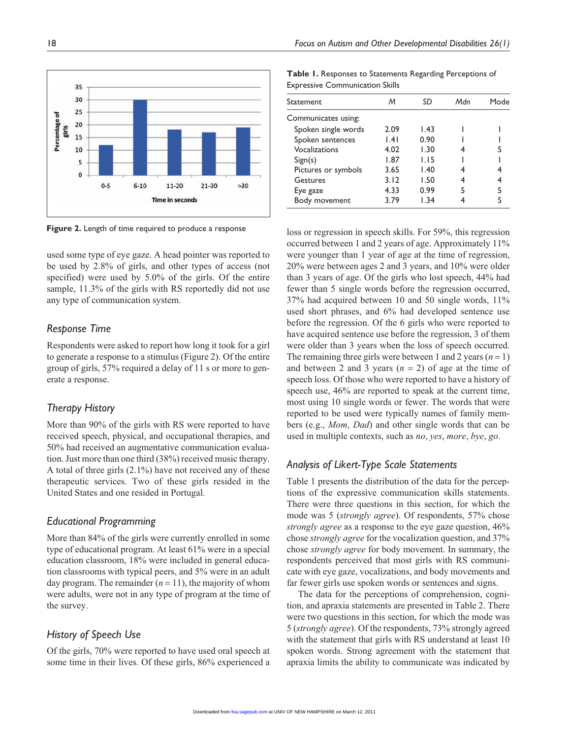Figure 2. Length of time required to produce a response

used some type of eye gaze. A head pointer was reported to be used by 2.8% of girls, and other types of access (not specified) were used by 5.0% of the girls. Of the entire sample, 11.3% of the girls with RS reportedly did not use any type of communication system.

## Response Time

Respondents were asked to report how long it took for a girl to generate a response to a stimulus (Figure 2). Of the entire group of girls, 57% required a delay of 11 s or more to generate a response.

## Therapy History

More than 90% of the girls with RS were reported to have received speech, physical, and occupational therapies, and 50% had received an augmentative communication evaluation. Just more than one third (38%) received music therapy. A total of three girls (2.1%) have not received any of these therapeutic services. Two of these girls resided in the United States and one resided in Portugal.

## Educational Programming

More than 84% of the girls were currently enrolled in some type of educational program. At least 61% were in a special education classroom, 18% were included in general education classrooms with typical peers, and 5% were in an adult day program. The remainder ($n = 11$), the majority of whom were adults, were not in any type of program at the time of the survey.

## History of Speech Use

Of the girls, 70% were reported to have used oral speech at some time in their lives. Of these girls, 86% experienced a loss or regression in speech skills. For 59%, this regression occurred between 1 and 2 years of age. Approximately 11% were younger than 1 year of age at the time of regression, 20% were between ages 2 and 3 years, and 10% were older than 3 years of age. Of the girls who lost speech, 44% had fewer than 5 single words before the regression occurred, 37% had acquired between 10 and 50 single words, 11% used short phrases, and 6% had developed sentence use before the regression. Of the 6 girls who were reported to have acquired sentence use before the regression, 3 of them were older than 3 years when the loss of speech occurred. The remaining three girls were between 1 and 2 years ($n = 1$) and between 2 and 3 years ($n = 2$) of age at the time of speech loss. Of those who were reported to have a history of speech use, 46% are reported to speak at the current time, most using 10 single words or fewer. The words that were reported to be used were typically names of family members (e.g., *Mom*, *Dad*) and other single words that can be used in multiple contexts, such as *no*, *yes*, *more*, *bye*, *go*.

**Table 1.** Responses to Statements Regarding Perceptions of Expressive Communication Skills

| Statement | *M* | *SD* | *Mdn* | Mode |
|---|---|---|---|---|
| Communicates using: | | | | |
| Spoken single words | 2.09 | 1.43 | 1 | 1 |
| Spoken sentences | 1.41 | 0.90 | 1 | 1 |
| Vocalizations | 4.02 | 1.30 | 4 | 5 |
| Sign(s) | 1.87 | 1.15 | 1 | 1 |
| Pictures or symbols | 3.65 | 1.40 | 4 | 4 |
| Gestures | 3.12 | 1.50 | 4 | 4 |
| Eye gaze | 4.33 | 0.99 | 5 | 5 |
| Body movement | 3.79 | 1.34 | 4 | 5 |

## Analysis of Likert-Type Scale Statements

Table 1 presents the distribution of the data for the perceptions of the expressive communication skills statements. There were three questions in this section, for which the mode was 5 (*strongly agree*). Of respondents, 57% chose *strongly agree* as a response to the eye gaze question, 46% chose *strongly agree* for the vocalization question, and 37% chose *strongly agree* for body movement. In summary, the respondents perceived that most girls with RS communicate with eye gaze, vocalizations, and body movements and far fewer girls use spoken words or sentences and signs.

The data for the perceptions of comprehension, cognition, and apraxia statements are presented in Table 2. There were two questions in this section, for which the mode was 5 (*strongly agree*). Of the respondents, 73% strongly agreed with the statement that girls with RS understand at least 10 spoken words. Strong agreement with the statement that apraxia limits the ability to communicate was indicated by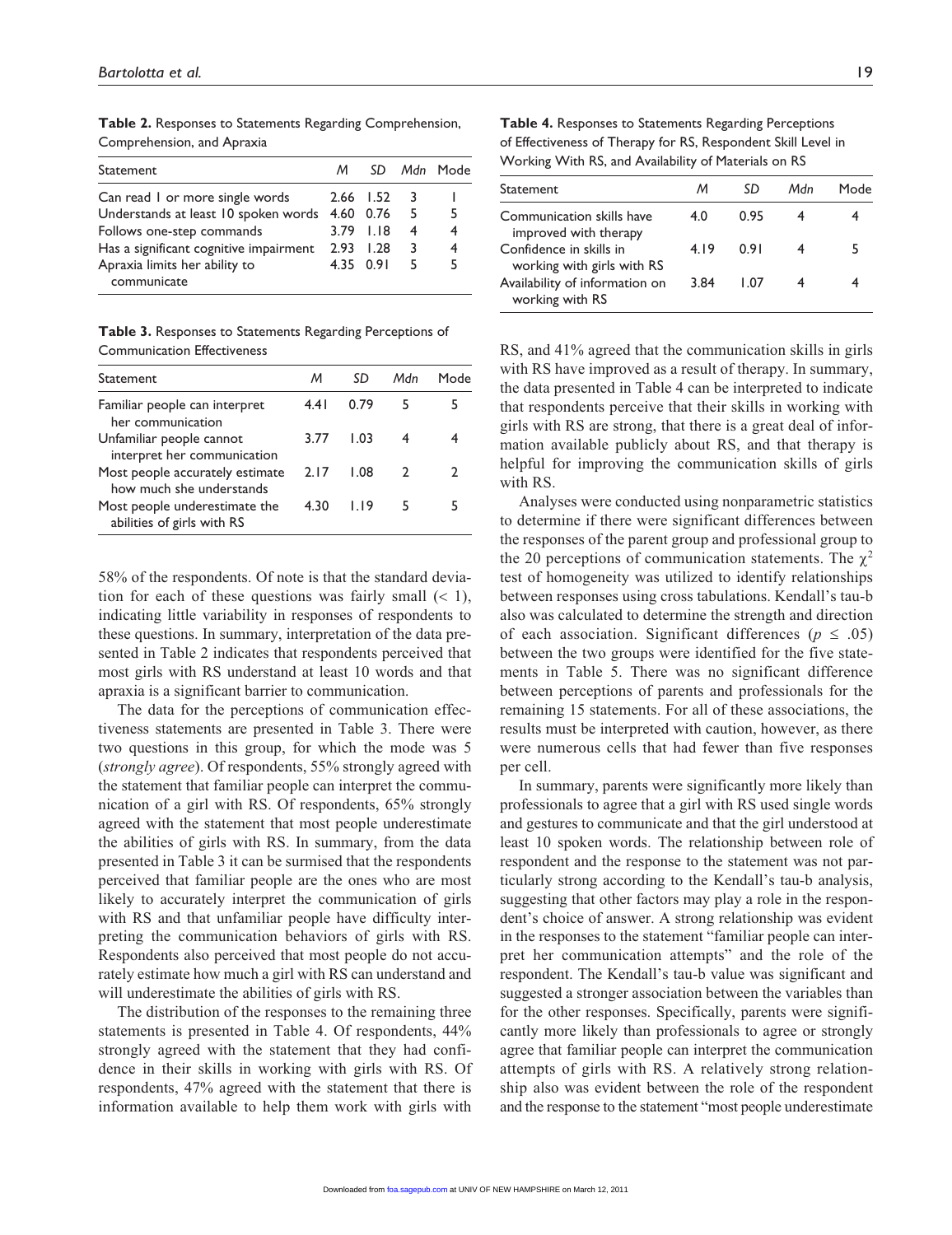**Table 2.** Responses to Statements Regarding Comprehension, Comprehension, and Apraxia

| Statement | *M* | *SD* | *Mdn* | Mode |
|---|---|---|---|---|
| Can read 1 or more single words | 2.66 | 1.52 | 3 | 1 |
| Understands at least 10 spoken words | 4.60 | 0.76 | 5 | 5 |
| Follows one-step commands | 3.79 | 1.18 | 4 | 4 |
| Has a significant cognitive impairment | 2.93 | 1.28 | 3 | 4 |
| Apraxia limits her ability to communicate | 4.35 | 0.91 | 5 | 5 |

**Table 3.** Responses to Statements Regarding Perceptions of Communication Effectiveness

| Statement | *M* | *SD* | *Mdn* | Mode |
|---|---|---|---|---|
| Familiar people can interpret her communication | 4.41 | 0.79 | 5 | 5 |
| Unfamiliar people cannot interpret her communication | 3.77 | 1.03 | 4 | 4 |
| Most people accurately estimate how much she understands | 2.17 | 1.08 | 2 | 2 |
| Most people underestimate the abilities of girls with RS | 4.30 | 1.19 | 5 | 5 |

58% of the respondents. Of note is that the standard deviation for each of these questions was fairly small (< 1), indicating little variability in responses of respondents to these questions. In summary, interpretation of the data presented in Table 2 indicates that respondents perceived that most girls with RS understand at least 10 words and that apraxia is a significant barrier to communication.

The data for the perceptions of communication effectiveness statements are presented in Table 3. There were two questions in this group, for which the mode was 5 (*strongly agree*). Of respondents, 55% strongly agreed with the statement that familiar people can interpret the communication of a girl with RS. Of respondents, 65% strongly agreed with the statement that most people underestimate the abilities of girls with RS. In summary, from the data presented in Table 3 it can be surmised that the respondents perceived that familiar people are the ones who are most likely to accurately interpret the communication of girls with RS and that unfamiliar people have difficulty interpreting the communication behaviors of girls with RS. Respondents also perceived that most people do not accurately estimate how much a girl with RS can understand and will underestimate the abilities of girls with RS.

The distribution of the responses to the remaining three statements is presented in Table 4. Of respondents, 44% strongly agreed with the statement that they had confidence in their skills in working with girls with RS. Of respondents, 47% agreed with the statement that there is information available to help them work with girls with RS, and 41% agreed that the communication skills in girls with RS have improved as a result of therapy. In summary, the data presented in Table 4 can be interpreted to indicate that respondents perceive that their skills in working with girls with RS are strong, that there is a great deal of information available publicly about RS, and that therapy is helpful for improving the communication skills of girls with RS.

**Table 4.** Responses to Statements Regarding Perceptions of Effectiveness of Therapy for RS, Respondent Skill Level in Working With RS, and Availability of Materials on RS

| Statement | *M* | *SD* | *Mdn* | Mode |
|---|---|---|---|---|
| Communication skills have improved with therapy | 4.0 | 0.95 | 4 | 4 |
| Confidence in skills in working with girls with RS | 4.19 | 0.91 | 4 | 5 |
| Availability of information on working with RS | 3.84 | 1.07 | 4 | 4 |

Analyses were conducted using nonparametric statistics to determine if there were significant differences between the responses of the parent group and professional group to the 20 perceptions of communication statements. The $\chi^2$ test of homogeneity was utilized to identify relationships between responses using cross tabulations. Kendall's tau-b also was calculated to determine the strength and direction of each association. Significant differences ($p \leq .05$) between the two groups were identified for the five statements in Table 5. There was no significant difference between perceptions of parents and professionals for the remaining 15 statements. For all of these associations, the results must be interpreted with caution, however, as there were numerous cells that had fewer than five responses per cell.

In summary, parents were significantly more likely than professionals to agree that a girl with RS used single words and gestures to communicate and that the girl understood at least 10 spoken words. The relationship between role of respondent and the response to the statement was not particularly strong according to the Kendall's tau-b analysis, suggesting that other factors may play a role in the respondent's choice of answer. A strong relationship was evident in the responses to the statement "familiar people can interpret her communication attempts" and the role of the respondent. The Kendall's tau-b value was significant and suggested a stronger association between the variables than for the other responses. Specifically, parents were significantly more likely than professionals to agree or strongly agree that familiar people can interpret the communication attempts of girls with RS. A relatively strong relationship also was evident between the role of the respondent and the response to the statement "most people underestimate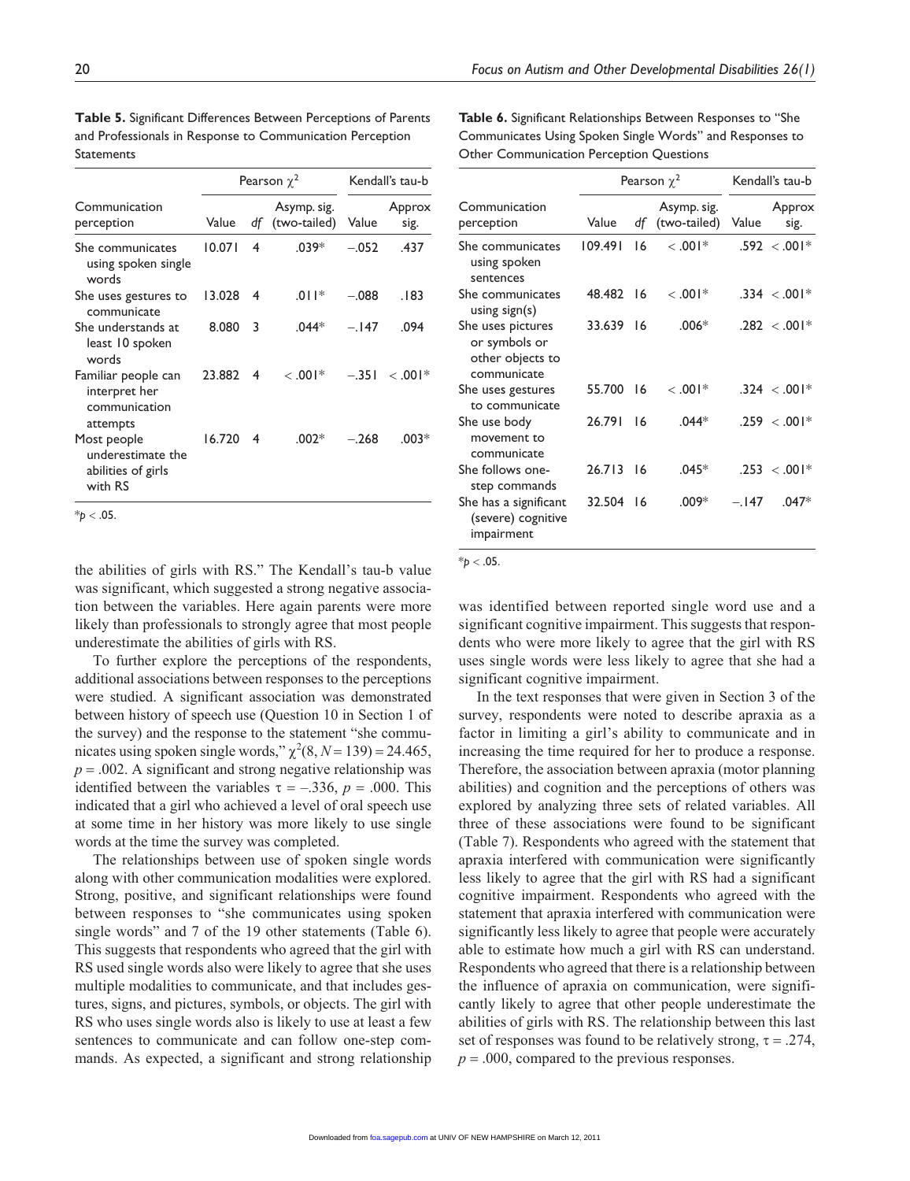**Table 5.** Significant Differences Between Perceptions of Parents and Professionals in Response to Communication Perception Statements

| Communication perception | Pearson $\chi^2$ | | | Kendall's tau-b | |
|---|---|---|---|---|---|
| | Value | *df* | Asymp. sig. (two-tailed) | Value | Approx sig. |
| She communicates using spoken single words | 10.071 | 4 | .039* | −.052 | .437 |
| She uses gestures to communicate | 13.028 | 4 | .011* | −.088 | .183 |
| She understands at least 10 spoken words | 8.080 | 3 | .044* | −.147 | .094 |
| Familiar people can interpret her communication attempts | 23.882 | 4 | < .001* | −.351 | < .001* |
| Most people underestimate the abilities of girls with RS | 16.720 | 4 | .002* | −.268 | .003* |

*$p < .05$.

the abilities of girls with RS." The Kendall's tau-b value was significant, which suggested a strong negative association between the variables. Here again parents were more likely than professionals to strongly agree that most people underestimate the abilities of girls with RS.

To further explore the perceptions of the respondents, additional associations between responses to the perceptions were studied. A significant association was demonstrated between history of speech use (Question 10 in Section 1 of the survey) and the response to the statement "she communicates using spoken single words," $\chi^2(8, N = 139) = 24.465$, $p = .002$. A significant and strong negative relationship was identified between the variables $\tau = -.336$, $p = .000$. This indicated that a girl who achieved a level of oral speech use at some time in her history was more likely to use single words at the time the survey was completed.

The relationships between use of spoken single words along with other communication modalities were explored. Strong, positive, and significant relationships were found between responses to "she communicates using spoken single words" and 7 of the 19 other statements (Table 6). This suggests that respondents who agreed that the girl with RS used single words also were likely to agree that she uses multiple modalities to communicate, and that includes gestures, signs, and pictures, symbols, or objects. The girl with RS who uses single words also is likely to use at least a few sentences to communicate and can follow one-step commands. As expected, a significant and strong relationship

**Table 6.** Significant Relationships Between Responses to "She Communicates Using Spoken Single Words" and Responses to Other Communication Perception Questions

| Communication perception | Pearson $\chi^2$ | | | Kendall's tau-b | |
|---|---|---|---|---|---|
| | Value | *df* | Asymp. sig. (two-tailed) | Value | Approx sig. |
| She communicates using spoken sentences | 109.491 | 16 | < .001* | .592 | < .001* |
| She communicates using sign(s) | 48.482 | 16 | < .001* | .334 | < .001* |
| She uses pictures or symbols or other objects to communicate | 33.639 | 16 | .006* | .282 | < .001* |
| She uses gestures to communicate | 55.700 | 16 | < .001* | .324 | < .001* |
| She use body movement to communicate | 26.791 | 16 | .044* | .259 | < .001* |
| She follows one-step commands | 26.713 | 16 | .045* | .253 | < .001* |
| She has a significant (severe) cognitive impairment | 32.504 | 16 | .009* | −.147 | .047* |

*$p < .05$.

was identified between reported single word use and a significant cognitive impairment. This suggests that respondents who were more likely to agree that the girl with RS uses single words were less likely to agree that she had a significant cognitive impairment.

In the text responses that were given in Section 3 of the survey, respondents were noted to describe apraxia as a factor in limiting a girl's ability to communicate and in increasing the time required for her to produce a response. Therefore, the association between apraxia (motor planning abilities) and cognition and the perceptions of others was explored by analyzing three sets of related variables. All three of these associations were found to be significant (Table 7). Respondents who agreed with the statement that apraxia interfered with communication were significantly less likely to agree that the girl with RS had a significant cognitive impairment. Respondents who agreed with the statement that apraxia interfered with communication were significantly less likely to agree that people were accurately able to estimate how much a girl with RS can understand. Respondents who agreed that there is a relationship between the influence of apraxia on communication, were significantly likely to agree that other people underestimate the abilities of girls with RS. The relationship between this last set of responses was found to be relatively strong, $\tau = .274$, $p = .000$, compared to the previous responses.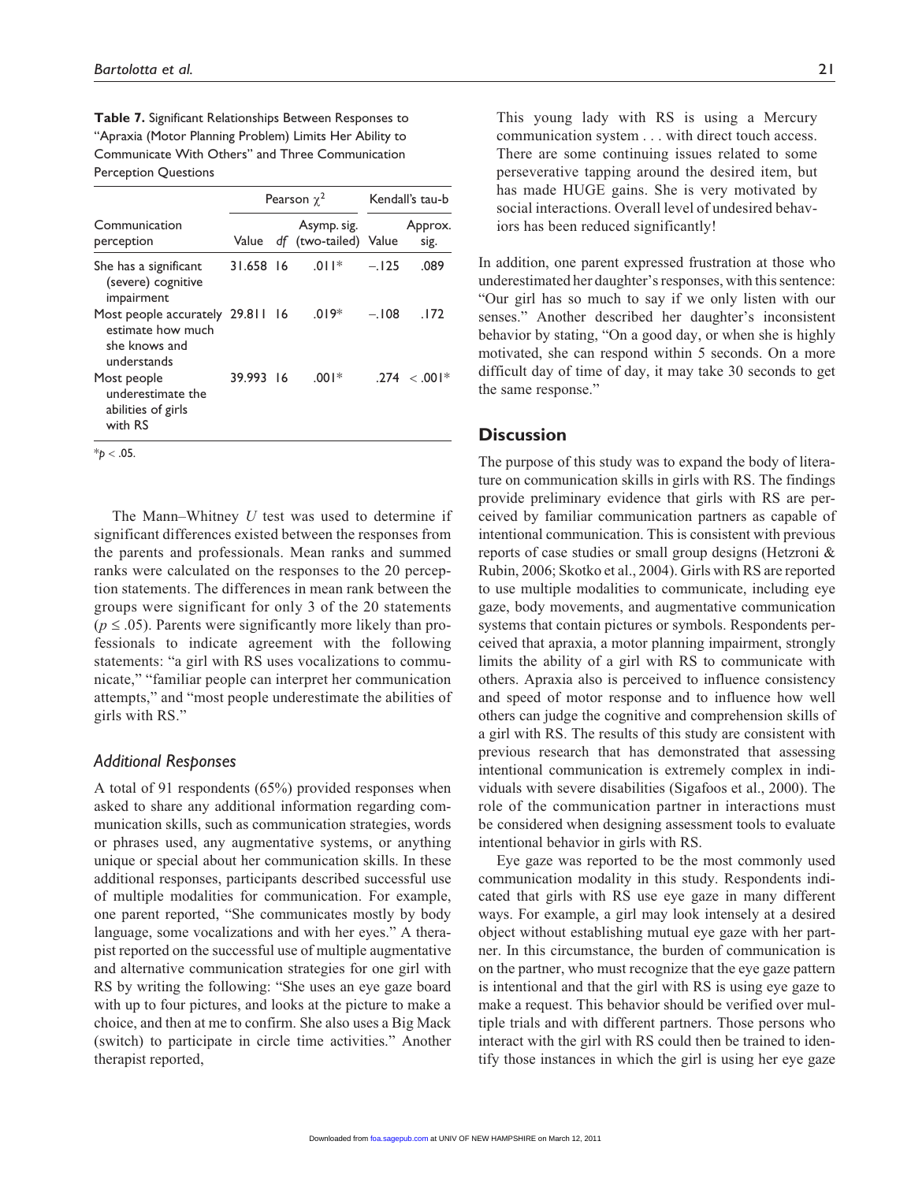**Table 7.** Significant Relationships Between Responses to "Apraxia (Motor Planning Problem) Limits Her Ability to Communicate With Others" and Three Communication Perception Questions

| | Pearson $\chi^2$ | | | Kendall's tau-b | |
|---|---|---|---|---|---|
| Communication perception | Value | *df* | Asymp. sig. (two-tailed) | Value | Approx. sig. |
| She has a significant (severe) cognitive impairment | 31.658 | 16 | .011* | –.125 | .089 |
| Most people accurately estimate how much she knows and understands | 29.811 | 16 | .019* | –.108 | .172 |
| Most people underestimate the abilities of girls with RS | 39.993 | 16 | .001* | .274 | < .001* |

*$p < .05$.

The Mann–Whitney *U* test was used to determine if significant differences existed between the responses from the parents and professionals. Mean ranks and summed ranks were calculated on the responses to the 20 perception statements. The differences in mean rank between the groups were significant for only 3 of the 20 statements ($p \leq .05$). Parents were significantly more likely than professionals to indicate agreement with the following statements: "a girl with RS uses vocalizations to communicate," "familiar people can interpret her communication attempts," and "most people underestimate the abilities of girls with RS."

### *Additional Responses*

A total of 91 respondents (65%) provided responses when asked to share any additional information regarding communication skills, such as communication strategies, words or phrases used, any augmentative systems, or anything unique or special about her communication skills. In these additional responses, participants described successful use of multiple modalities for communication. For example, one parent reported, "She communicates mostly by body language, some vocalizations and with her eyes." A therapist reported on the successful use of multiple augmentative and alternative communication strategies for one girl with RS by writing the following: "She uses an eye gaze board with up to four pictures, and looks at the picture to make a choice, and then at me to confirm. She also uses a Big Mack (switch) to participate in circle time activities." Another therapist reported,

> This young lady with RS is using a Mercury communication system . . . with direct touch access. There are some continuing issues related to some perseverative tapping around the desired item, but has made HUGE gains. She is very motivated by social interactions. Overall level of undesired behaviors has been reduced significantly!

In addition, one parent expressed frustration at those who underestimated her daughter's responses, with this sentence: "Our girl has so much to say if we only listen with our senses." Another described her daughter's inconsistent behavior by stating, "On a good day, or when she is highly motivated, she can respond within 5 seconds. On a more difficult day of time of day, it may take 30 seconds to get the same response."

## Discussion

The purpose of this study was to expand the body of literature on communication skills in girls with RS. The findings provide preliminary evidence that girls with RS are perceived by familiar communication partners as capable of intentional communication. This is consistent with previous reports of case studies or small group designs (Hetzroni & Rubin, 2006; Skotko et al., 2004). Girls with RS are reported to use multiple modalities to communicate, including eye gaze, body movements, and augmentative communication systems that contain pictures or symbols. Respondents perceived that apraxia, a motor planning impairment, strongly limits the ability of a girl with RS to communicate with others. Apraxia also is perceived to influence consistency and speed of motor response and to influence how well others can judge the cognitive and comprehension skills of a girl with RS. The results of this study are consistent with previous research that has demonstrated that assessing intentional communication is extremely complex in individuals with severe disabilities (Sigafoos et al., 2000). The role of the communication partner in interactions must be considered when designing assessment tools to evaluate intentional behavior in girls with RS.

Eye gaze was reported to be the most commonly used communication modality in this study. Respondents indicated that girls with RS use eye gaze in many different ways. For example, a girl may look intensely at a desired object without establishing mutual eye gaze with her partner. In this circumstance, the burden of communication is on the partner, who must recognize that the eye gaze pattern is intentional and that the girl with RS is using eye gaze to make a request. This behavior should be verified over multiple trials and with different partners. Those persons who interact with the girl with RS could then be trained to identify those instances in which the girl is using her eye gaze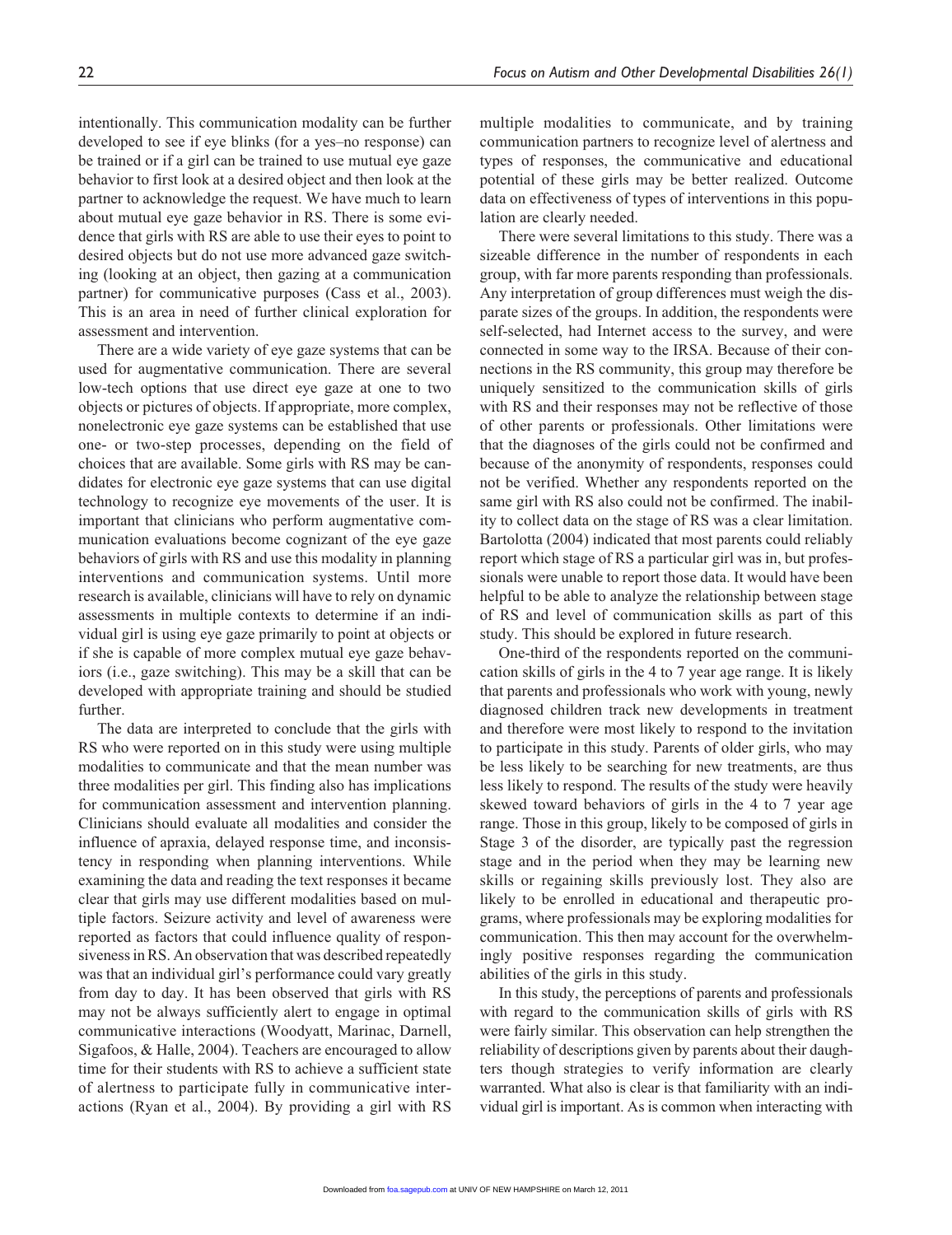intentionally. This communication modality can be further developed to see if eye blinks (for a yes–no response) can be trained or if a girl can be trained to use mutual eye gaze behavior to first look at a desired object and then look at the partner to acknowledge the request. We have much to learn about mutual eye gaze behavior in RS. There is some evidence that girls with RS are able to use their eyes to point to desired objects but do not use more advanced gaze switching (looking at an object, then gazing at a communication partner) for communicative purposes (Cass et al., 2003). This is an area in need of further clinical exploration for assessment and intervention.

There are a wide variety of eye gaze systems that can be used for augmentative communication. There are several low-tech options that use direct eye gaze at one to two objects or pictures of objects. If appropriate, more complex, nonelectronic eye gaze systems can be established that use one- or two-step processes, depending on the field of choices that are available. Some girls with RS may be candidates for electronic eye gaze systems that can use digital technology to recognize eye movements of the user. It is important that clinicians who perform augmentative communication evaluations become cognizant of the eye gaze behaviors of girls with RS and use this modality in planning interventions and communication systems. Until more research is available, clinicians will have to rely on dynamic assessments in multiple contexts to determine if an individual girl is using eye gaze primarily to point at objects or if she is capable of more complex mutual eye gaze behaviors (i.e., gaze switching). This may be a skill that can be developed with appropriate training and should be studied further.

The data are interpreted to conclude that the girls with RS who were reported on in this study were using multiple modalities to communicate and that the mean number was three modalities per girl. This finding also has implications for communication assessment and intervention planning. Clinicians should evaluate all modalities and consider the influence of apraxia, delayed response time, and inconsistency in responding when planning interventions. While examining the data and reading the text responses it became clear that girls may use different modalities based on multiple factors. Seizure activity and level of awareness were reported as factors that could influence quality of responsiveness in RS. An observation that was described repeatedly was that an individual girl's performance could vary greatly from day to day. It has been observed that girls with RS may not be always sufficiently alert to engage in optimal communicative interactions (Woodyatt, Marinac, Darnell, Sigafoos, & Halle, 2004). Teachers are encouraged to allow time for their students with RS to achieve a sufficient state of alertness to participate fully in communicative interactions (Ryan et al., 2004). By providing a girl with RS multiple modalities to communicate, and by training communication partners to recognize level of alertness and types of responses, the communicative and educational potential of these girls may be better realized. Outcome data on effectiveness of types of interventions in this population are clearly needed.

There were several limitations to this study. There was a sizeable difference in the number of respondents in each group, with far more parents responding than professionals. Any interpretation of group differences must weigh the disparate sizes of the groups. In addition, the respondents were self-selected, had Internet access to the survey, and were connected in some way to the IRSA. Because of their connections in the RS community, this group may therefore be uniquely sensitized to the communication skills of girls with RS and their responses may not be reflective of those of other parents or professionals. Other limitations were that the diagnoses of the girls could not be confirmed and because of the anonymity of respondents, responses could not be verified. Whether any respondents reported on the same girl with RS also could not be confirmed. The inability to collect data on the stage of RS was a clear limitation. Bartolotta (2004) indicated that most parents could reliably report which stage of RS a particular girl was in, but professionals were unable to report those data. It would have been helpful to be able to analyze the relationship between stage of RS and level of communication skills as part of this study. This should be explored in future research.

One-third of the respondents reported on the communication skills of girls in the 4 to 7 year age range. It is likely that parents and professionals who work with young, newly diagnosed children track new developments in treatment and therefore were most likely to respond to the invitation to participate in this study. Parents of older girls, who may be less likely to be searching for new treatments, are thus less likely to respond. The results of the study were heavily skewed toward behaviors of girls in the 4 to 7 year age range. Those in this group, likely to be composed of girls in Stage 3 of the disorder, are typically past the regression stage and in the period when they may be learning new skills or regaining skills previously lost. They also are likely to be enrolled in educational and therapeutic programs, where professionals may be exploring modalities for communication. This then may account for the overwhelmingly positive responses regarding the communication abilities of the girls in this study.

In this study, the perceptions of parents and professionals with regard to the communication skills of girls with RS were fairly similar. This observation can help strengthen the reliability of descriptions given by parents about their daughters though strategies to verify information are clearly warranted. What also is clear is that familiarity with an individual girl is important. As is common when interacting with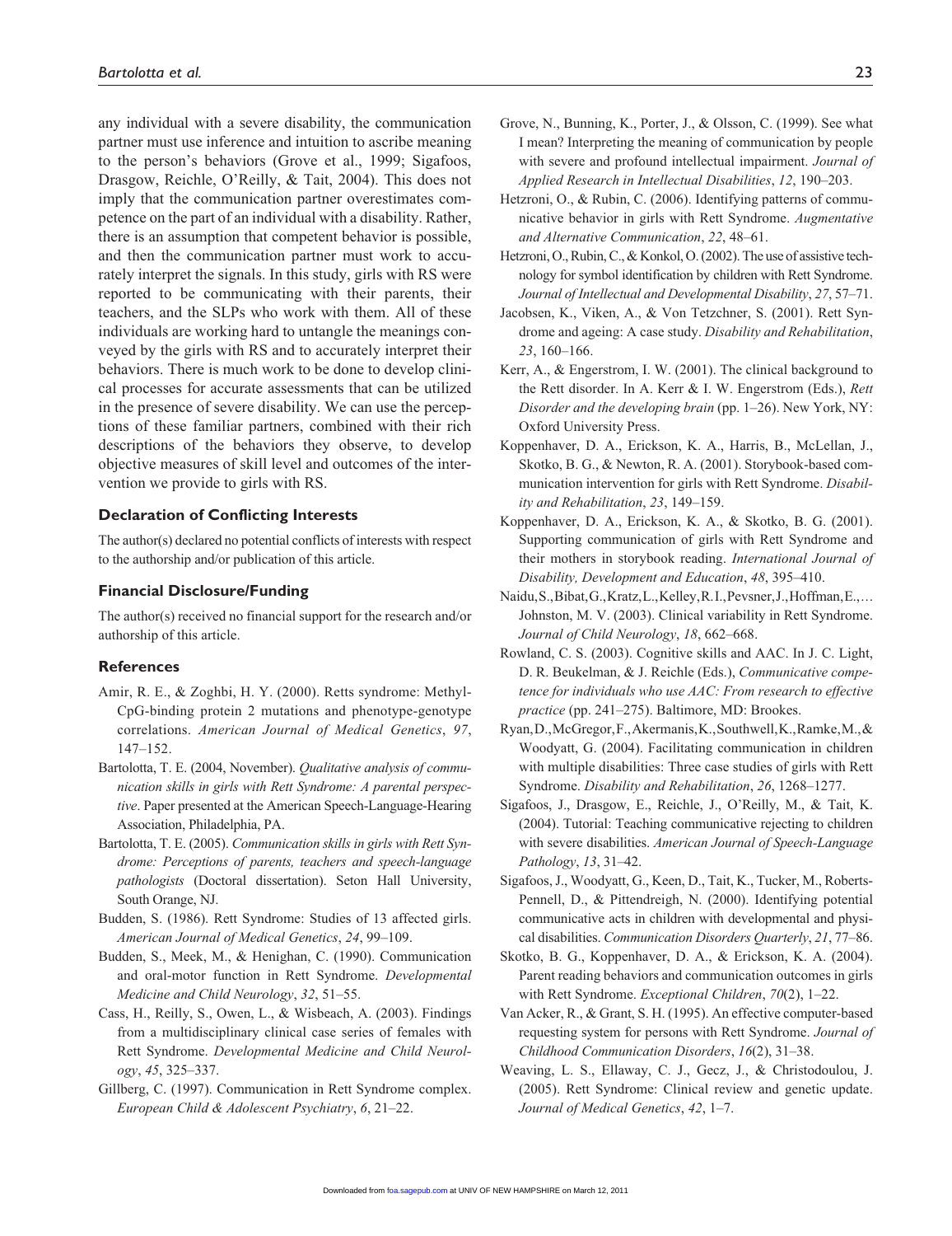any individual with a severe disability, the communication partner must use inference and intuition to ascribe meaning to the person's behaviors (Grove et al., 1999; Sigafoos, Drasgow, Reichle, O'Reilly, & Tait, 2004). This does not imply that the communication partner overestimates competence on the part of an individual with a disability. Rather, there is an assumption that competent behavior is possible, and then the communication partner must work to accurately interpret the signals. In this study, girls with RS were reported to be communicating with their parents, their teachers, and the SLPs who work with them. All of these individuals are working hard to untangle the meanings conveyed by the girls with RS and to accurately interpret their behaviors. There is much work to be done to develop clinical processes for accurate assessments that can be utilized in the presence of severe disability. We can use the perceptions of these familiar partners, combined with their rich descriptions of the behaviors they observe, to develop objective measures of skill level and outcomes of the intervention we provide to girls with RS.

### Declaration of Conflicting Interests

The author(s) declared no potential conflicts of interests with respect to the authorship and/or publication of this article.

### Financial Disclosure/Funding

The author(s) received no financial support for the research and/or authorship of this article.

### References

Amir, R. E., & Zoghbi, H. Y. (2000). Retts syndrome: Methyl-CpG-binding protein 2 mutations and phenotype-genotype correlations. *American Journal of Medical Genetics*, *97*, 147–152.

Bartolotta, T. E. (2004, November). *Qualitative analysis of communication skills in girls with Rett Syndrome: A parental perspective*. Paper presented at the American Speech-Language-Hearing Association, Philadelphia, PA.

Bartolotta, T. E. (2005). *Communication skills in girls with Rett Syndrome: Perceptions of parents, teachers and speech-language pathologists* (Doctoral dissertation). Seton Hall University, South Orange, NJ.

Budden, S. (1986). Rett Syndrome: Studies of 13 affected girls. *American Journal of Medical Genetics*, *24*, 99–109.

Budden, S., Meek, M., & Henighan, C. (1990). Communication and oral-motor function in Rett Syndrome. *Developmental Medicine and Child Neurology*, *32*, 51–55.

Cass, H., Reilly, S., Owen, L., & Wisbeach, A. (2003). Findings from a multidisciplinary clinical case series of females with Rett Syndrome. *Developmental Medicine and Child Neurology*, *45*, 325–337.

Gillberg, C. (1997). Communication in Rett Syndrome complex. *European Child & Adolescent Psychiatry*, *6*, 21–22.

Grove, N., Bunning, K., Porter, J., & Olsson, C. (1999). See what I mean? Interpreting the meaning of communication by people with severe and profound intellectual impairment. *Journal of Applied Research in Intellectual Disabilities*, *12*, 190–203.

Hetzroni, O., & Rubin, C. (2006). Identifying patterns of communicative behavior in girls with Rett Syndrome. *Augmentative and Alternative Communication*, *22*, 48–61.

Hetzroni, O., Rubin, C., & Konkol, O. (2002). The use of assistive technology for symbol identification by children with Rett Syndrome. *Journal of Intellectual and Developmental Disability*, *27*, 57–71.

Jacobsen, K., Viken, A., & Von Tetzchner, S. (2001). Rett Syndrome and ageing: A case study. *Disability and Rehabilitation*, *23*, 160–166.

Kerr, A., & Engerstrom, I. W. (2001). The clinical background to the Rett disorder. In A. Kerr & I. W. Engerstrom (Eds.), *Rett Disorder and the developing brain* (pp. 1–26). New York, NY: Oxford University Press.

Koppenhaver, D. A., Erickson, K. A., Harris, B., McLellan, J., Skotko, B. G., & Newton, R. A. (2001). Storybook-based communication intervention for girls with Rett Syndrome. *Disability and Rehabilitation*, *23*, 149–159.

Koppenhaver, D. A., Erickson, K. A., & Skotko, B. G. (2001). Supporting communication of girls with Rett Syndrome and their mothers in storybook reading. *International Journal of Disability, Development and Education*, *48*, 395–410.

Naidu, S., Bibat, G., Kratz, L., Kelley, R. I., Pevsner, J., Hoffman, E., … Johnston, M. V. (2003). Clinical variability in Rett Syndrome. *Journal of Child Neurology*, *18*, 662–668.

Rowland, C. S. (2003). Cognitive skills and AAC. In J. C. Light, D. R. Beukelman, & J. Reichle (Eds.), *Communicative competence for individuals who use AAC: From research to effective practice* (pp. 241–275). Baltimore, MD: Brookes.

Ryan, D., McGregor, F., Akermanis, K., Southwell, K., Ramke, M., & Woodyatt, G. (2004). Facilitating communication in children with multiple disabilities: Three case studies of girls with Rett Syndrome. *Disability and Rehabilitation*, *26*, 1268–1277.

Sigafoos, J., Drasgow, E., Reichle, J., O'Reilly, M., & Tait, K. (2004). Tutorial: Teaching communicative rejecting to children with severe disabilities. *American Journal of Speech-Language Pathology*, *13*, 31–42.

Sigafoos, J., Woodyatt, G., Keen, D., Tait, K., Tucker, M., Roberts-Pennell, D., & Pittendreigh, N. (2000). Identifying potential communicative acts in children with developmental and physical disabilities. *Communication Disorders Quarterly*, *21*, 77–86.

Skotko, B. G., Koppenhaver, D. A., & Erickson, K. A. (2004). Parent reading behaviors and communication outcomes in girls with Rett Syndrome. *Exceptional Children*, *70*(2), 1–22.

Van Acker, R., & Grant, S. H. (1995). An effective computer-based requesting system for persons with Rett Syndrome. *Journal of Childhood Communication Disorders*, *16*(2), 31–38.

Weaving, L. S., Ellaway, C. J., Gecz, J., & Christodoulou, J. (2005). Rett Syndrome: Clinical review and genetic update. *Journal of Medical Genetics*, *42*, 1–7.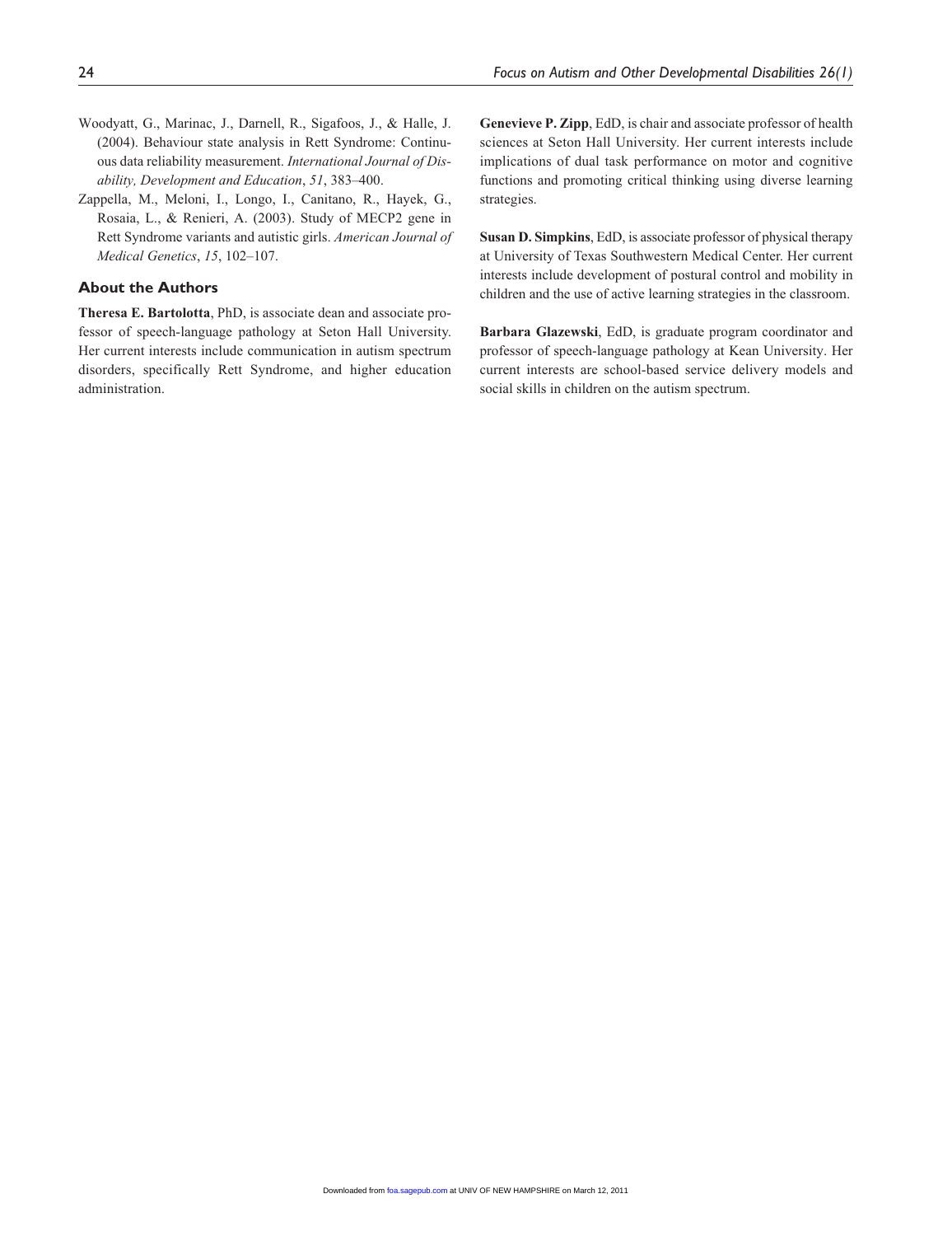Woodyatt, G., Marinac, J., Darnell, R., Sigafoos, J., & Halle, J. (2004). Behaviour state analysis in Rett Syndrome: Continuous data reliability measurement. *International Journal of Disability, Development and Education*, *51*, 383–400.

Zappella, M., Meloni, I., Longo, I., Canitano, R., Hayek, G., Rosaia, L., & Renieri, A. (2003). Study of MECP2 gene in Rett Syndrome variants and autistic girls. *American Journal of Medical Genetics*, *15*, 102–107.

## About the Authors

**Theresa E. Bartolotta**, PhD, is associate dean and associate professor of speech-language pathology at Seton Hall University. Her current interests include communication in autism spectrum disorders, specifically Rett Syndrome, and higher education administration.

**Genevieve P. Zipp**, EdD, is chair and associate professor of health sciences at Seton Hall University. Her current interests include implications of dual task performance on motor and cognitive functions and promoting critical thinking using diverse learning strategies.

**Susan D. Simpkins**, EdD, is associate professor of physical therapy at University of Texas Southwestern Medical Center. Her current interests include development of postural control and mobility in children and the use of active learning strategies in the classroom.

**Barbara Glazewski**, EdD, is graduate program coordinator and professor of speech-language pathology at Kean University. Her current interests are school-based service delivery models and social skills in children on the autism spectrum.